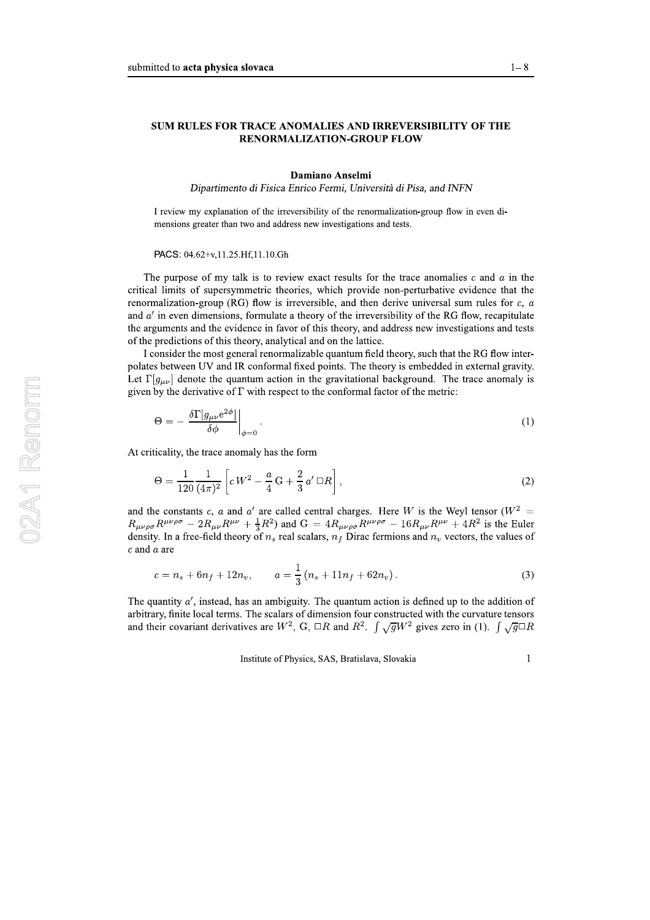# SUM RULES FOR TRACE ANOMALIES AND IRREVERSIBILITY OF THE RENORMALIZATION-GROUP FLOW

**Damiano Anselmi**

*Dipartimento di Fisica Enrico Fermi, Università di Pisa, and INFN*

I review my explanation of the irreversibility of the renormalization-group flow in even dimensions greater than two and address new investigations and tests.

PACS: 04.62+v,11.25.Hf,11.10.Gh

The purpose of my talk is to review exact results for the trace anomalies $c$ and $a$ in the critical limits of supersymmetric theories, which provide non-perturbative evidence that the renormalization-group (RG) flow is irreversible, and then derive universal sum rules for $c$, $a$ and $a'$ in even dimensions, formulate a theory of the irreversibility of the RG flow, recapitulate the arguments and the evidence in favor of this theory, and address new investigations and tests of the predictions of this theory, analytical and on the lattice.

I consider the most general renormalizable quantum field theory, such that the RG flow interpolates between UV and IR conformal fixed points. The theory is embedded in external gravity. Let $\Gamma[g_{\mu\nu}]$ denote the quantum action in the gravitational background. The trace anomaly is given by the derivative of $\Gamma$ with respect to the conformal factor of the metric:

$$\Theta = -\left.\frac{\delta\Gamma[g_{\mu\nu}\mathrm{e}^{2\phi}]}{\delta\phi}\right|_{\phi=0}. \tag{1}$$

At criticality, the trace anomaly has the form

$$\Theta = \frac{1}{120}\frac{1}{(4\pi)^2}\left[c\,W^2 - \frac{a}{4}\,\mathrm{G} + \frac{2}{3}\,a'\,\Box R\right], \tag{2}$$

and the constants $c$, $a$ and $a'$ are called central charges. Here $W$ is the Weyl tensor ($W^2 = R_{\mu\nu\rho\sigma}R^{\mu\nu\rho\sigma} - 2R_{\mu\nu}R^{\mu\nu} + \frac{1}{3}R^2$) and $\mathrm{G} = 4R_{\mu\nu\rho\sigma}R^{\mu\nu\rho\sigma} - 16R_{\mu\nu}R^{\mu\nu} + 4R^2$ is the Euler density. In a free-field theory of $n_s$ real scalars, $n_f$ Dirac fermions and $n_v$ vectors, the values of $c$ and $a$ are

$$c = n_s + 6n_f + 12n_v, \qquad a = \frac{1}{3}\left(n_s + 11n_f + 62n_v\right). \tag{3}$$

The quantity $a'$, instead, has an ambiguity. The quantum action is defined up to the addition of arbitrary, finite local terms. The scalars of dimension four constructed with the curvature tensors and their covariant derivatives are $W^2$, G, $\Box R$ and $R^2$. $\int\sqrt{g}W^2$ gives zero in (1). $\int\sqrt{g}\Box R$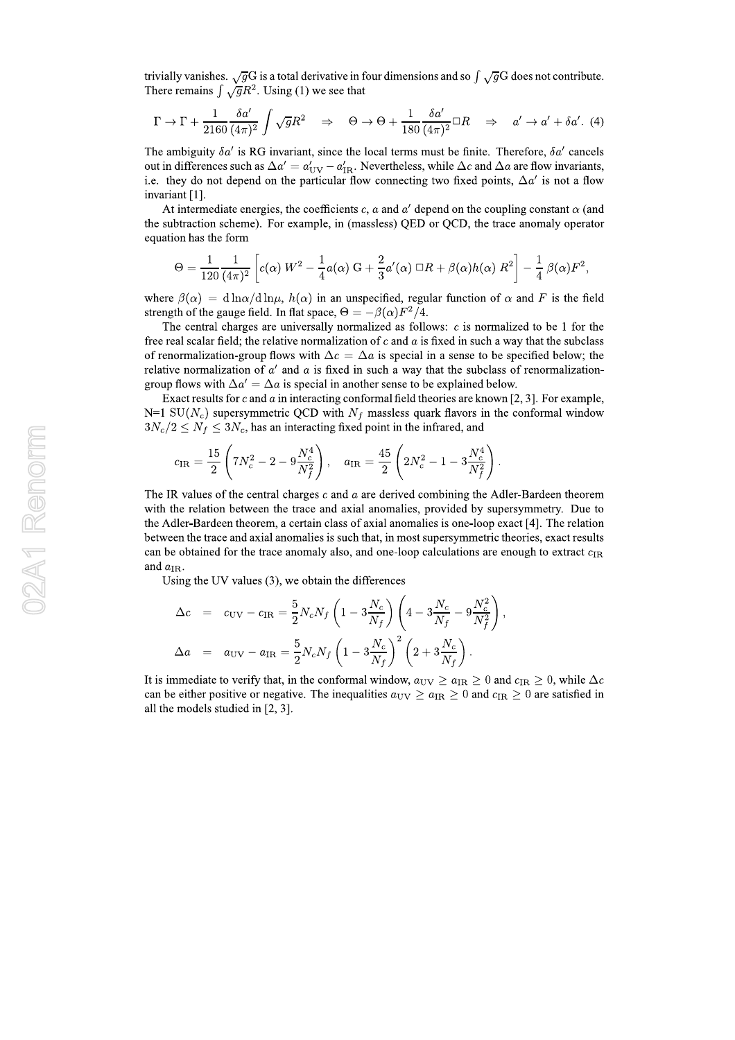trivially vanishes. $\sqrt{g}\mathrm{G}$ is a total derivative in four dimensions and so $\int \sqrt{g}\mathrm{G}$ does not contribute. There remains $\int \sqrt{g}R^2$. Using (1) we see that

$$\Gamma \to \Gamma + \frac{1}{2160}\frac{\delta a'}{(4\pi)^2}\int \sqrt{g}R^2 \quad \Rightarrow \quad \Theta \to \Theta + \frac{1}{180}\frac{\delta a'}{(4\pi)^2}\Box R \quad \Rightarrow \quad a' \to a' + \delta a'. \tag{4}$$

The ambiguity $\delta a'$ is RG invariant, since the local terms must be finite. Therefore, $\delta a'$ cancels out in differences such as $\Delta a' = a'_{\mathrm{UV}} - a'_{\mathrm{IR}}$. Nevertheless, while $\Delta c$ and $\Delta a$ are flow invariants, i.e. they do not depend on the particular flow connecting two fixed points, $\Delta a'$ is not a flow invariant [1].

At intermediate energies, the coefficients $c$, $a$ and $a'$ depend on the coupling constant $\alpha$ (and the subtraction scheme). For example, in (massless) QED or QCD, the trace anomaly operator equation has the form

$$\Theta = \frac{1}{120}\frac{1}{(4\pi)^2}\left[c(\alpha)\, W^2 - \frac{1}{4}a(\alpha)\,\mathrm{G} + \frac{2}{3}a'(\alpha)\,\Box R + \beta(\alpha)h(\alpha)\, R^2\right] - \frac{1}{4}\,\beta(\alpha)F^2,$$

where $\beta(\alpha) = \mathrm{d}\ln\alpha/\mathrm{d}\ln\mu$, $h(\alpha)$ in an unspecified, regular function of $\alpha$ and $F$ is the field strength of the gauge field. In flat space, $\Theta = -\beta(\alpha)F^2/4$.

The central charges are universally normalized as follows: $c$ is normalized to be 1 for the free real scalar field; the relative normalization of $c$ and $a$ is fixed in such a way that the subclass of renormalization-group flows with $\Delta c = \Delta a$ is special in a sense to be specified below; the relative normalization of $a'$ and $a$ is fixed in such a way that the subclass of renormalization-group flows with $\Delta a' = \Delta a$ is special in another sense to be explained below.

Exact results for $c$ and $a$ in interacting conformal field theories are known [2, 3]. For example, N=1 SU($N_c$) supersymmetric QCD with $N_f$ massless quark flavors in the conformal window $3N_c/2 \leq N_f \leq 3N_c$, has an interacting fixed point in the infrared, and

$$c_{\mathrm{IR}} = \frac{15}{2}\left(7N_c^2 - 2 - 9\frac{N_c^4}{N_f^2}\right), \qquad a_{\mathrm{IR}} = \frac{45}{2}\left(2N_c^2 - 1 - 3\frac{N_c^4}{N_f^2}\right).$$

The IR values of the central charges $c$ and $a$ are derived combining the Adler-Bardeen theorem with the relation between the trace and axial anomalies, provided by supersymmetry. Due to the Adler-Bardeen theorem, a certain class of axial anomalies is one-loop exact [4]. The relation between the trace and axial anomalies is such that, in most supersymmetric theories, exact results can be obtained for the trace anomaly also, and one-loop calculations are enough to extract $c_{\mathrm{IR}}$ and $a_{\mathrm{IR}}$.

Using the UV values (3), we obtain the differences

$$\begin{aligned}
\Delta c &= c_{\mathrm{UV}} - c_{\mathrm{IR}} = \frac{5}{2}N_cN_f\left(1 - 3\frac{N_c}{N_f}\right)\left(4 - 3\frac{N_c}{N_f} - 9\frac{N_c^2}{N_f^2}\right), \\
\Delta a &= a_{\mathrm{UV}} - a_{\mathrm{IR}} = \frac{5}{2}N_cN_f\left(1 - 3\frac{N_c}{N_f}\right)^2\left(2 + 3\frac{N_c}{N_f}\right).
\end{aligned}$$

It is immediate to verify that, in the conformal window, $a_{\mathrm{UV}} \geq a_{\mathrm{IR}} \geq 0$ and $c_{\mathrm{IR}} \geq 0$, while $\Delta c$ can be either positive or negative. The inequalities $a_{\mathrm{UV}} \geq a_{\mathrm{IR}} \geq 0$ and $c_{\mathrm{IR}} \geq 0$ are satisfied in all the models studied in [2, 3].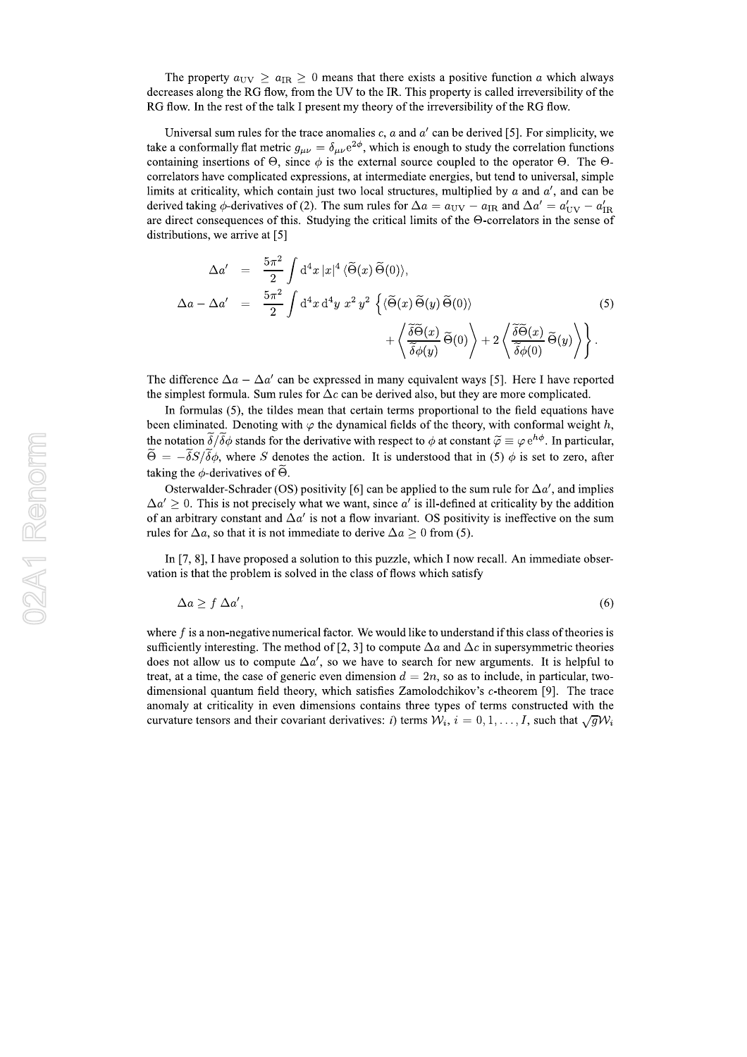The property $a_{\rm UV} \geq a_{\rm IR} \geq 0$ means that there exists a positive function $a$ which always decreases along the RG flow, from the UV to the IR. This property is called irreversibility of the RG flow. In the rest of the talk I present my theory of the irreversibility of the RG flow.

Universal sum rules for the trace anomalies $c$, $a$ and $a'$ can be derived [5]. For simplicity, we take a conformally flat metric $g_{\mu\nu} = \delta_{\mu\nu} e^{2\phi}$, which is enough to study the correlation functions containing insertions of $\Theta$, since $\phi$ is the external source coupled to the operator $\Theta$. The $\Theta$-correlators have complicated expressions, at intermediate energies, but tend to universal, simple limits at criticality, which contain just two local structures, multiplied by $a$ and $a'$, and can be derived taking $\phi$-derivatives of (2). The sum rules for $\Delta a = a_{\rm UV} - a_{\rm IR}$ and $\Delta a' = a'_{\rm UV} - a'_{\rm IR}$ are direct consequences of this. Studying the critical limits of the $\Theta$-correlators in the sense of distributions, we arrive at [5]

$$
\begin{aligned}
\Delta a' &= \frac{5\pi^2}{2} \int {\rm d}^4 x \, |x|^4 \, \langle \widetilde{\Theta}(x) \, \widetilde{\Theta}(0) \rangle, \\
\Delta a - \Delta a' &= \frac{5\pi^2}{2} \int {\rm d}^4 x \, {\rm d}^4 y \; x^2 \, y^2 \, \Big\{ \langle \widetilde{\Theta}(x) \, \widetilde{\Theta}(y) \, \widetilde{\Theta}(0) \rangle \\
&\qquad + \left\langle \frac{\widetilde{\delta} \widetilde{\Theta}(x)}{\widetilde{\delta} \phi(y)} \, \widetilde{\Theta}(0) \right\rangle + 2 \left\langle \frac{\widetilde{\delta} \widetilde{\Theta}(x)}{\widetilde{\delta} \phi(0)} \, \widetilde{\Theta}(y) \right\rangle \Big\}.
\end{aligned} \tag{5}
$$

The difference $\Delta a - \Delta a'$ can be expressed in many equivalent ways [5]. Here I have reported the simplest formula. Sum rules for $\Delta c$ can be derived also, but they are more complicated.

In formulas (5), the tildes mean that certain terms proportional to the field equations have been eliminated. Denoting with $\varphi$ the dynamical fields of the theory, with conformal weight $h$, the notation $\widetilde{\delta}/\widetilde{\delta}\phi$ stands for the derivative with respect to $\phi$ at constant $\widetilde{\varphi} \equiv \varphi \, e^{h\phi}$. In particular, $\widetilde{\Theta} = -\widetilde{\delta} S / \widetilde{\delta} \phi$, where $S$ denotes the action. It is understood that in (5) $\phi$ is set to zero, after taking the $\phi$-derivatives of $\widetilde{\Theta}$.

Osterwalder-Schrader (OS) positivity [6] can be applied to the sum rule for $\Delta a'$, and implies $\Delta a' \geq 0$. This is not precisely what we want, since $a'$ is ill-defined at criticality by the addition of an arbitrary constant and $\Delta a'$ is not a flow invariant. OS positivity is ineffective on the sum rules for $\Delta a$, so that it is not immediate to derive $\Delta a \geq 0$ from (5).

In [7, 8], I have proposed a solution to this puzzle, which I now recall. An immediate observation is that the problem is solved in the class of flows which satisfy

$$
\Delta a \geq f \, \Delta a', \tag{6}
$$

where $f$ is a non-negative numerical factor. We would like to understand if this class of theories is sufficiently interesting. The method of [2, 3] to compute $\Delta a$ and $\Delta c$ in supersymmetric theories does not allow us to compute $\Delta a'$, so we have to search for new arguments. It is helpful to treat, at a time, the case of generic even dimension $d = 2n$, so as to include, in particular, two-dimensional quantum field theory, which satisfies Zamolodchikov's $c$-theorem [9]. The trace anomaly at criticality in even dimensions contains three types of terms constructed with the curvature tensors and their covariant derivatives: *i)* terms $\mathcal{W}_i$, $i = 0, 1, \ldots, I$, such that $\sqrt{g}\mathcal{W}_i$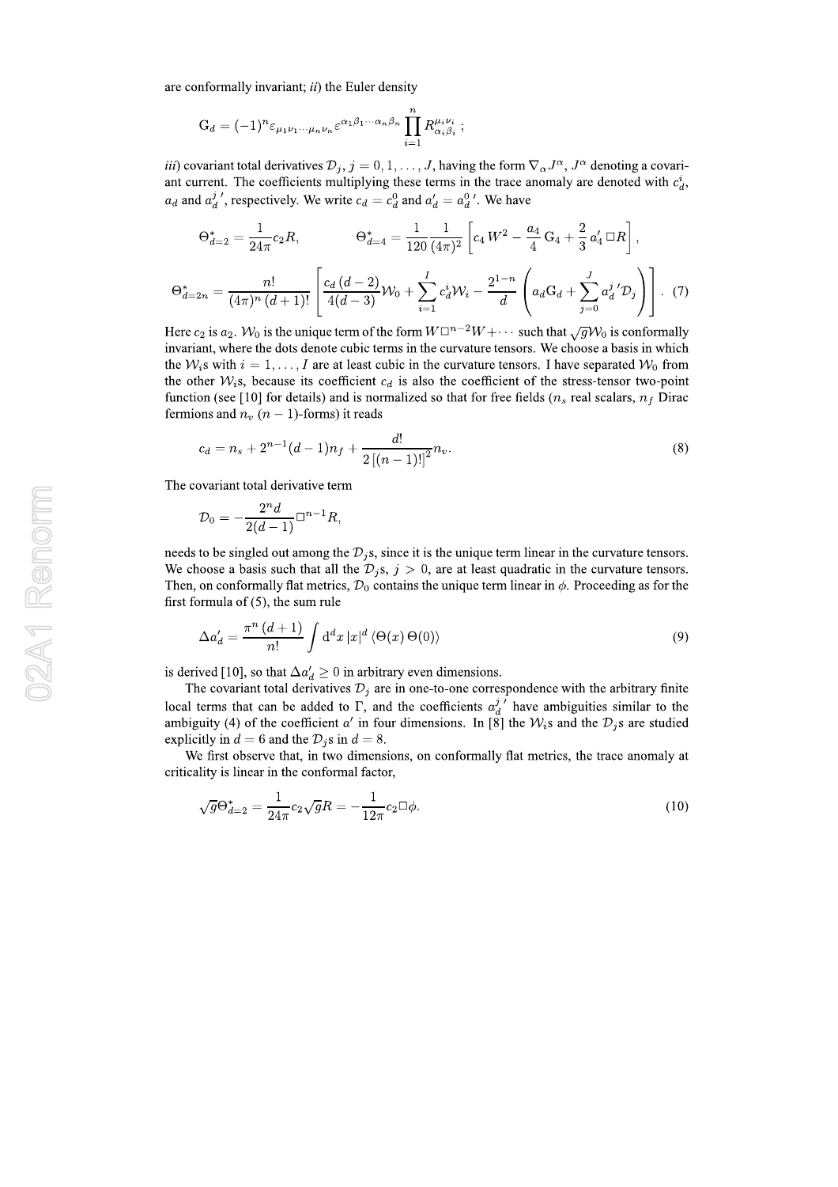are conformally invariant; *ii*) the Euler density

$$\mathrm{G}_d = (-1)^n \varepsilon_{\mu_1\nu_1\cdots\mu_n\nu_n} \varepsilon^{\alpha_1\beta_1\cdots\alpha_n\beta_n} \prod_{i=1}^{n} R^{\mu_i\nu_i}_{\alpha_i\beta_i};$$

*iii*) covariant total derivatives $\mathcal{D}_j$, $j = 0, 1, \ldots, J$, having the form $\nabla_\alpha J^\alpha$, $J^\alpha$ denoting a covariant current. The coefficients multiplying these terms in the trace anomaly are denoted with $c^i_d$, $a_d$ and $a^{j\,\prime}_d$, respectively. We write $c_d = c^0_d$ and $a'_d = a^{0\,\prime}_d$. We have

$$\Theta^*_{d=2} = \frac{1}{24\pi} c_2 R, \qquad \Theta^*_{d=4} = \frac{1}{120}\frac{1}{(4\pi)^2}\left[c_4\, W^2 - \frac{a_4}{4}\,\mathrm{G}_4 + \frac{2}{3}\, a'_4 \,\Box R\right],$$

$$\Theta^*_{d=2n} = \frac{n!}{(4\pi)^n\,(d+1)!}\left[\frac{c_d\,(d-2)}{4(d-3)}\mathcal{W}_0 + \sum_{i=1}^{I} c^i_d \mathcal{W}_i - \frac{2^{1-n}}{d}\left(a_d \mathrm{G}_d + \sum_{j=0}^{J} a^{j\,\prime}_d \mathcal{D}_j\right)\right]. \quad (7)$$

Here $c_2$ is $a_2$. $\mathcal{W}_0$ is the unique term of the form $W\Box^{n-2}W + \cdots$ such that $\sqrt{g}\mathcal{W}_0$ is conformally invariant, where the dots denote cubic terms in the curvature tensors. We choose a basis in which the $\mathcal{W}_i$s with $i = 1, \ldots, I$ are at least cubic in the curvature tensors. I have separated $\mathcal{W}_0$ from the other $\mathcal{W}_i$s, because its coefficient $c_d$ is also the coefficient of the stress-tensor two-point function (see [10] for details) and is normalized so that for free fields ($n_s$ real scalars, $n_f$ Dirac fermions and $n_v$ $(n-1)$-forms) it reads

$$c_d = n_s + 2^{n-1}(d-1)n_f + \frac{d!}{2\left[(n-1)!\right]^2} n_v. \quad (8)$$

The covariant total derivative term

$$\mathcal{D}_0 = -\frac{2^n d}{2(d-1)} \Box^{n-1} R,$$

needs to be singled out among the $\mathcal{D}_j$s, since it is the unique term linear in the curvature tensors. We choose a basis such that all the $\mathcal{D}_j$s, $j > 0$, are at least quadratic in the curvature tensors. Then, on conformally flat metrics, $\mathcal{D}_0$ contains the unique term linear in $\phi$. Proceeding as for the first formula of (5), the sum rule

$$\Delta a'_d = \frac{\pi^n\,(d+1)}{n!} \int \mathrm{d}^d x\, |x|^d \,\langle \Theta(x)\,\Theta(0)\rangle \quad (9)$$

is derived [10], so that $\Delta a'_d \geq 0$ in arbitrary even dimensions.

The covariant total derivatives $\mathcal{D}_j$ are in one-to-one correspondence with the arbitrary finite local terms that can be added to $\Gamma$, and the coefficients $a^{j\,\prime}_d$ have ambiguities similar to the ambiguity (4) of the coefficient $a'$ in four dimensions. In [8] the $\mathcal{W}_i$s and the $\mathcal{D}_j$s are studied explicitly in $d = 6$ and the $\mathcal{D}_j$s in $d = 8$.

We first observe that, in two dimensions, on conformally flat metrics, the trace anomaly at criticality is linear in the conformal factor,

$$\sqrt{g}\Theta^*_{d=2} = \frac{1}{24\pi} c_2 \sqrt{g} R = -\frac{1}{12\pi} c_2 \Box\phi. \quad (10)$$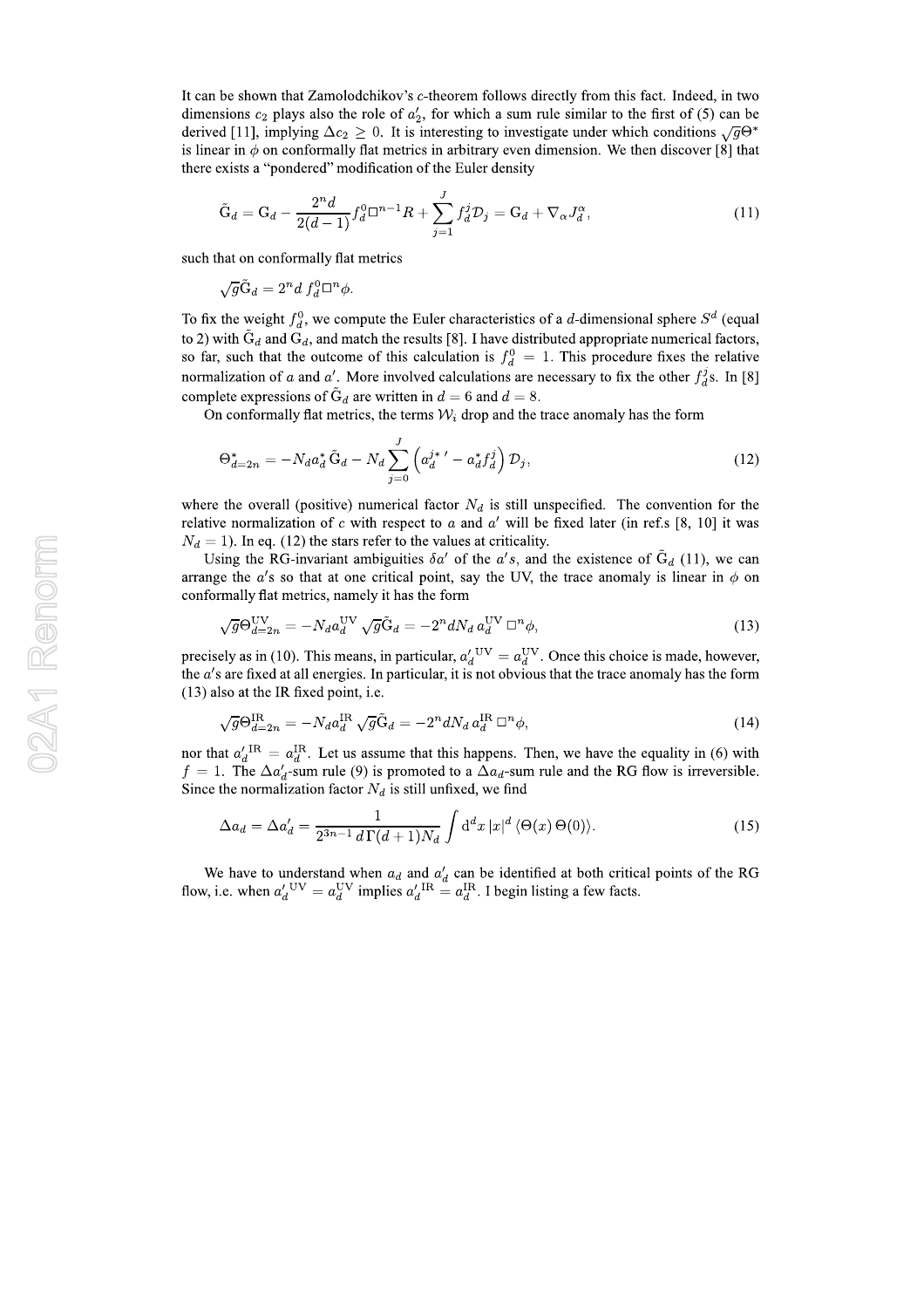It can be shown that Zamolodchikov's $c$-theorem follows directly from this fact. Indeed, in two dimensions $c_2$ plays also the role of $a_2'$, for which a sum rule similar to the first of (5) can be derived [11], implying $\Delta c_2 \geq 0$. It is interesting to investigate under which conditions $\sqrt{g}\Theta^*$ is linear in $\phi$ on conformally flat metrics in arbitrary even dimension. We then discover [8] that there exists a "pondered" modification of the Euler density

$$\tilde{\mathrm{G}}_d = \mathrm{G}_d - \frac{2^n d}{2(d-1)} f_d^0 \Box^{n-1} R + \sum_{j=1}^{J} f_d^j \mathcal{D}_j = \mathrm{G}_d + \nabla_\alpha J_d^\alpha, \tag{11}$$

such that on conformally flat metrics

$$\sqrt{g}\tilde{\mathrm{G}}_d = 2^n d\, f_d^0 \Box^n \phi.$$

To fix the weight $f_d^0$, we compute the Euler characteristics of a $d$-dimensional sphere $S^d$ (equal to 2) with $\tilde{\mathrm{G}}_d$ and $\mathrm{G}_d$, and match the results [8]. I have distributed appropriate numerical factors, so far, such that the outcome of this calculation is $f_d^0 = 1$. This procedure fixes the relative normalization of $a$ and $a'$. More involved calculations are necessary to fix the other $f_d^j$s. In [8] complete expressions of $\tilde{\mathrm{G}}_d$ are written in $d = 6$ and $d = 8$.

On conformally flat metrics, the terms $\mathcal{W}_i$ drop and the trace anomaly has the form

$$\Theta_{d=2n}^* = -N_d a_d^* \tilde{\mathrm{G}}_d - N_d \sum_{j=0}^{J} \left( a_d^{j*\,\prime} - a_d^* f_d^j \right) \mathcal{D}_j, \tag{12}$$

where the overall (positive) numerical factor $N_d$ is still unspecified. The convention for the relative normalization of $c$ with respect to $a$ and $a'$ will be fixed later (in ref.s [8, 10] it was $N_d = 1$). In eq. (12) the stars refer to the values at criticality.

Using the RG-invariant ambiguities $\delta a'$ of the $a'$s, and the existence of $\tilde{\mathrm{G}}_d$ (11), we can arrange the $a'$s so that at one critical point, say the UV, the trace anomaly is linear in $\phi$ on conformally flat metrics, namely it has the form

$$\sqrt{g}\Theta_{d=2n}^{\mathrm{UV}} = -N_d a_d^{\mathrm{UV}} \sqrt{g}\tilde{\mathrm{G}}_d = -2^n d N_d\, a_d^{\mathrm{UV}} \Box^n \phi, \tag{13}$$

precisely as in (10). This means, in particular, $a_d'^{\,\mathrm{UV}} = a_d^{\mathrm{UV}}$. Once this choice is made, however, the $a'$s are fixed at all energies. In particular, it is not obvious that the trace anomaly has the form (13) also at the IR fixed point, i.e.

$$\sqrt{g}\Theta_{d=2n}^{\mathrm{IR}} = -N_d a_d^{\mathrm{IR}} \sqrt{g}\tilde{\mathrm{G}}_d = -2^n d N_d\, a_d^{\mathrm{IR}} \Box^n \phi, \tag{14}$$

nor that $a_d'^{\,\mathrm{IR}} = a_d^{\mathrm{IR}}$. Let us assume that this happens. Then, we have the equality in (6) with $f = 1$. The $\Delta a_d'$-sum rule (9) is promoted to a $\Delta a_d$-sum rule and the RG flow is irreversible. Since the normalization factor $N_d$ is still unfixed, we find

$$\Delta a_d = \Delta a_d' = \frac{1}{2^{3n-1}\, d\, \Gamma(d+1) N_d} \int \mathrm{d}^d x\, |x|^d\, \langle \Theta(x)\, \Theta(0) \rangle. \tag{15}$$

We have to understand when $a_d$ and $a_d'$ can be identified at both critical points of the RG flow, i.e. when $a_d'^{\,\mathrm{UV}} = a_d^{\mathrm{UV}}$ implies $a_d'^{\,\mathrm{IR}} = a_d^{\mathrm{IR}}$. I begin listing a few facts.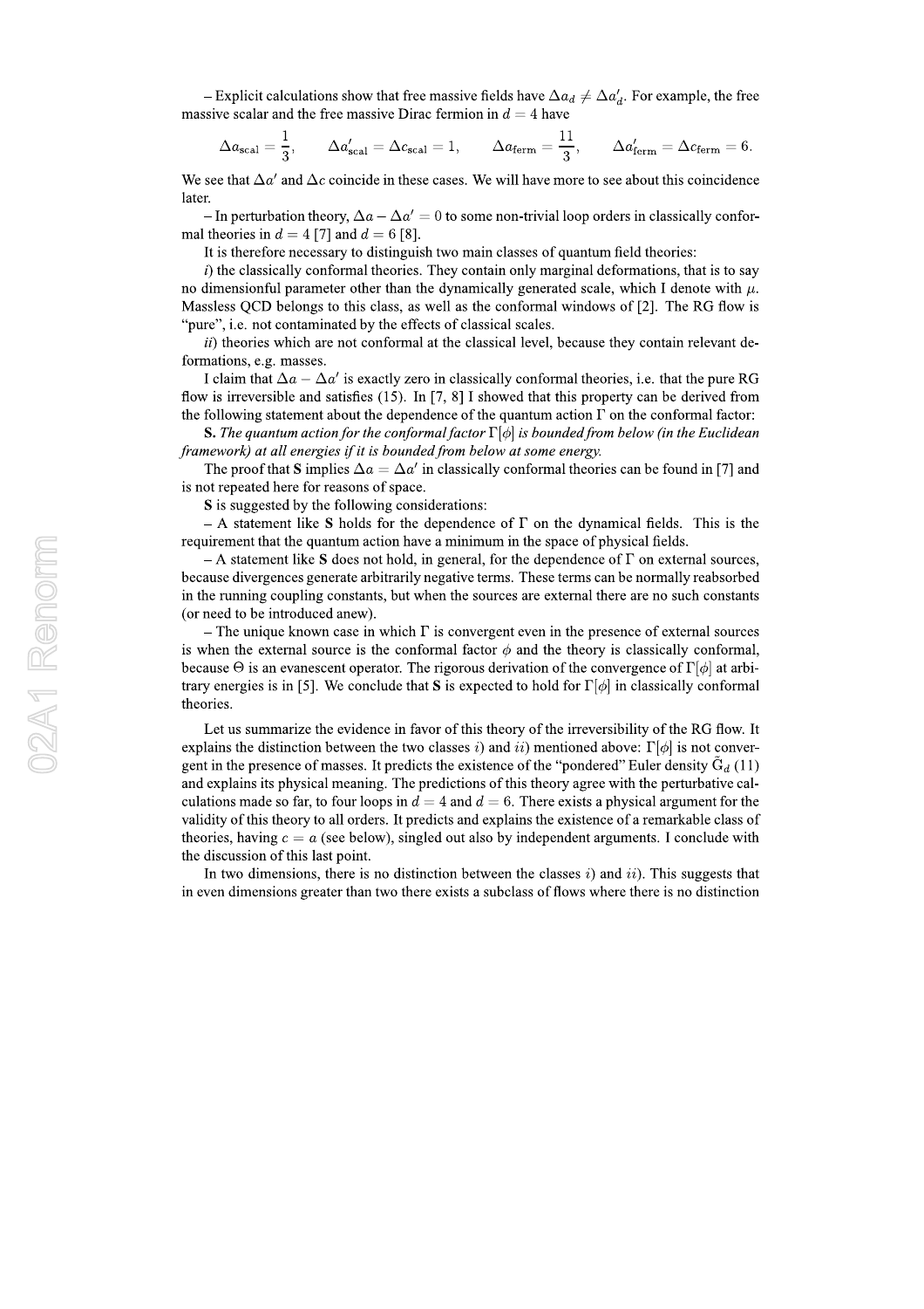– Explicit calculations show that free massive fields have $\Delta a_d \neq \Delta a'_d$. For example, the free massive scalar and the free massive Dirac fermion in $d = 4$ have

$$\Delta a_{\rm scal} = \frac{1}{3}, \qquad \Delta a'_{\rm scal} = \Delta c_{\rm scal} = 1, \qquad \Delta a_{\rm ferm} = \frac{11}{3}, \qquad \Delta a'_{\rm ferm} = \Delta c_{\rm ferm} = 6.$$

We see that $\Delta a'$ and $\Delta c$ coincide in these cases. We will have more to see about this coincidence later.

– In perturbation theory, $\Delta a - \Delta a' = 0$ to some non-trivial loop orders in classically conformal theories in $d = 4$ [7] and $d = 6$ [8].

It is therefore necessary to distinguish two main classes of quantum field theories:

*i)* the classically conformal theories. They contain only marginal deformations, that is to say no dimensionful parameter other than the dynamically generated scale, which I denote with $\mu$. Massless QCD belongs to this class, as well as the conformal windows of [2]. The RG flow is "pure", i.e. not contaminated by the effects of classical scales.

*ii)* theories which are not conformal at the classical level, because they contain relevant deformations, e.g. masses.

I claim that $\Delta a - \Delta a'$ is exactly zero in classically conformal theories, i.e. that the pure RG flow is irreversible and satisfies (15). In [7, 8] I showed that this property can be derived from the following statement about the dependence of the quantum action $\Gamma$ on the conformal factor:

**S.** *The quantum action for the conformal factor* $\Gamma[\phi]$ *is bounded from below (in the Euclidean framework) at all energies if it is bounded from below at some energy.*

The proof that **S** implies $\Delta a = \Delta a'$ in classically conformal theories can be found in [7] and is not repeated here for reasons of space.

**S** is suggested by the following considerations:

– A statement like **S** holds for the dependence of $\Gamma$ on the dynamical fields. This is the requirement that the quantum action have a minimum in the space of physical fields.

– A statement like **S** does not hold, in general, for the dependence of $\Gamma$ on external sources, because divergences generate arbitrarily negative terms. These terms can be normally reabsorbed in the running coupling constants, but when the sources are external there are no such constants (or need to be introduced anew).

– The unique known case in which $\Gamma$ is convergent even in the presence of external sources is when the external source is the conformal factor $\phi$ and the theory is classically conformal, because $\Theta$ is an evanescent operator. The rigorous derivation of the convergence of $\Gamma[\phi]$ at arbitrary energies is in [5]. We conclude that **S** is expected to hold for $\Gamma[\phi]$ in classically conformal theories.

Let us summarize the evidence in favor of this theory of the irreversibility of the RG flow. It explains the distinction between the two classes *i)* and *ii)* mentioned above: $\Gamma[\phi]$ is not convergent in the presence of masses. It predicts the existence of the "pondered" Euler density $\tilde{\rm G}_d$ (11) and explains its physical meaning. The predictions of this theory agree with the perturbative calculations made so far, to four loops in $d = 4$ and $d = 6$. There exists a physical argument for the validity of this theory to all orders. It predicts and explains the existence of a remarkable class of theories, having $c = a$ (see below), singled out also by independent arguments. I conclude with the discussion of this last point.

In two dimensions, there is no distinction between the classes *i)* and *ii)*. This suggests that in even dimensions greater than two there exists a subclass of flows where there is no distinction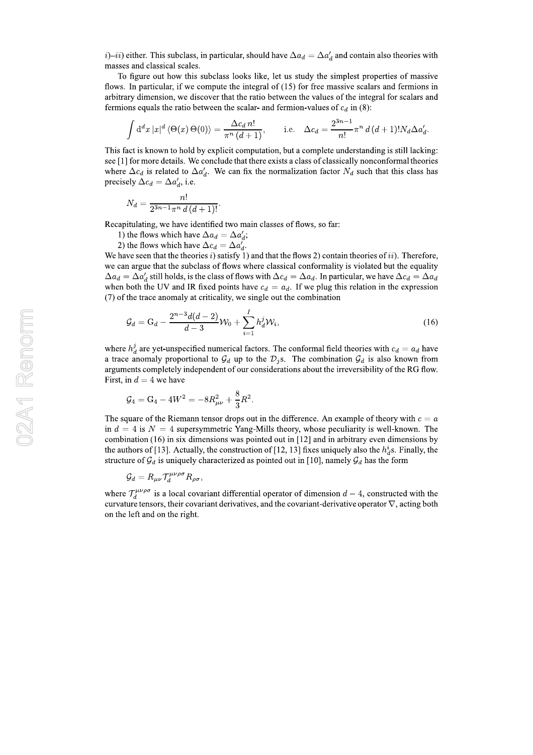$i$)–$ii$) either. This subclass, in particular, should have $\Delta a_d = \Delta a'_d$ and contain also theories with masses and classical scales.

To figure out how this subclass looks like, let us study the simplest properties of massive flows. In particular, if we compute the integral of (15) for free massive scalars and fermions in arbitrary dimension, we discover that the ratio between the values of the integral for scalars and fermions equals the ratio between the scalar- and fermion-values of $c_d$ in (8):

$$\int \mathrm{d}^d x\, |x|^d \, \langle \Theta(x)\, \Theta(0) \rangle = \frac{\Delta c_d \, n!}{\pi^n \, (d+1)}, \qquad \text{i.e.} \quad \Delta c_d = \frac{2^{3n-1}}{n!} \pi^n \, d\, (d+1)! N_d \Delta a'_d.$$

This fact is known to hold by explicit computation, but a complete understanding is still lacking: see [1] for more details. We conclude that there exists a class of classically nonconformal theories where $\Delta c_d$ is related to $\Delta a'_d$. We can fix the normalization factor $N_d$ such that this class has precisely $\Delta c_d = \Delta a'_d$, i.e.

$$N_d = \frac{n!}{2^{3n-1} \pi^n \, d\, (d+1)!}.$$

Recapitulating, we have identified two main classes of flows, so far:

1) the flows which have $\Delta a_d = \Delta a'_d$;

2) the flows which have $\Delta c_d = \Delta a'_d$.

We have seen that the theories $i$) satisfy 1) and that the flows 2) contain theories of $ii$). Therefore, we can argue that the subclass of flows where classical conformality is violated but the equality $\Delta a_d = \Delta a'_d$ still holds, is the class of flows with $\Delta c_d = \Delta a_d$. In particular, we have $\Delta c_d = \Delta a_d$ when both the UV and IR fixed points have $c_d = a_d$. If we plug this relation in the expression (7) of the trace anomaly at criticality, we single out the combination

$$\mathcal{G}_d = \mathrm{G}_d - \frac{2^{n-3} d(d-2)}{d-3} \mathcal{W}_0 + \sum_{i=1}^{I} h_d^j \mathcal{W}_i, \tag{16}$$

where $h_d^j$ are yet-unspecified numerical factors. The conformal field theories with $c_d = a_d$ have a trace anomaly proportional to $\mathcal{G}_d$ up to the $\mathcal{D}_j$s. The combination $\mathcal{G}_d$ is also known from arguments completely independent of our considerations about the irreversibility of the RG flow. First, in $d = 4$ we have

$$\mathcal{G}_4 = \mathrm{G}_4 - 4W^2 = -8R_{\mu\nu}^2 + \frac{8}{3} R^2.$$

The square of the Riemann tensor drops out in the difference. An example of theory with $c = a$ in $d = 4$ is $N = 4$ supersymmetric Yang-Mills theory, whose peculiarity is well-known. The combination (16) in six dimensions was pointed out in [12] and in arbitrary even dimensions by the authors of [13]. Actually, the construction of [12, 13] fixes uniquely also the $h_d^i$s. Finally, the structure of $\mathcal{G}_d$ is uniquely characterized as pointed out in [10], namely $\mathcal{G}_d$ has the form

$$\mathcal{G}_d = R_{\mu\nu} \mathcal{T}_d^{\mu\nu\rho\sigma} R_{\rho\sigma},$$

where $\mathcal{T}_d^{\mu\nu\rho\sigma}$ is a local covariant differential operator of dimension $d-4$, constructed with the curvature tensors, their covariant derivatives, and the covariant-derivative operator $\nabla$, acting both on the left and on the right.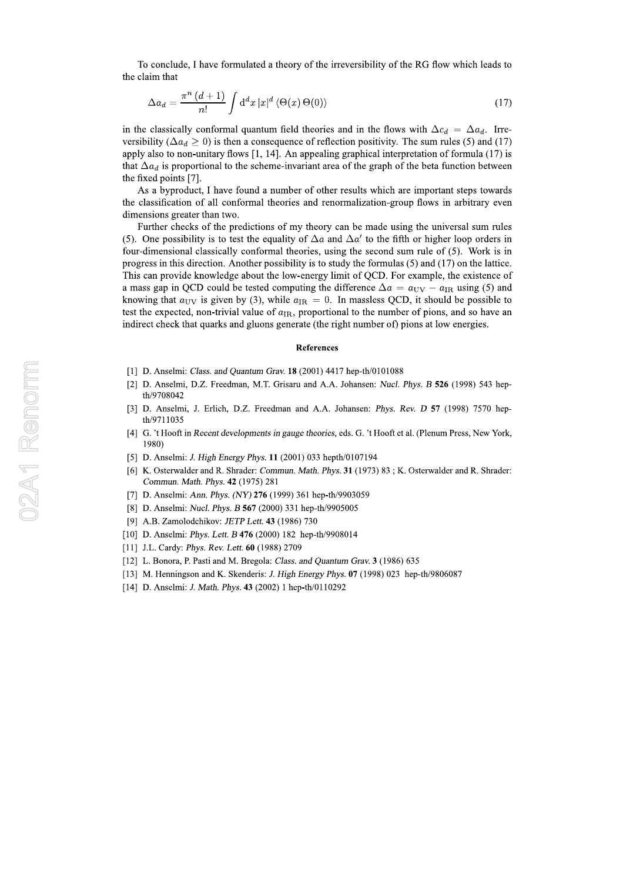To conclude, I have formulated a theory of the irreversibility of the RG flow which leads to the claim that

$$\Delta a_d = \frac{\pi^n (d+1)}{n!} \int \mathrm{d}^d x \, |x|^d \, \langle \Theta(x) \, \Theta(0) \rangle \tag{17}$$

in the classically conformal quantum field theories and in the flows with $\Delta c_d = \Delta a_d$. Irreversibility ($\Delta a_d \geq 0$) is then a consequence of reflection positivity. The sum rules (5) and (17) apply also to non-unitary flows [1, 14]. An appealing graphical interpretation of formula (17) is that $\Delta a_d$ is proportional to the scheme-invariant area of the graph of the beta function between the fixed points [7].

As a byproduct, I have found a number of other results which are important steps towards the classification of all conformal theories and renormalization-group flows in arbitrary even dimensions greater than two.

Further checks of the predictions of my theory can be made using the universal sum rules (5). One possibility is to test the equality of $\Delta a$ and $\Delta a'$ to the fifth or higher loop orders in four-dimensional classically conformal theories, using the second sum rule of (5). Work is in progress in this direction. Another possibility is to study the formulas (5) and (17) on the lattice. This can provide knowledge about the low-energy limit of QCD. For example, the existence of a mass gap in QCD could be tested computing the difference $\Delta a = a_{\mathrm{UV}} - a_{\mathrm{IR}}$ using (5) and knowing that $a_{\mathrm{UV}}$ is given by (3), while $a_{\mathrm{IR}} = 0$. In massless QCD, it should be possible to test the expected, non-trivial value of $a_{\mathrm{IR}}$, proportional to the number of pions, and so have an indirect check that quarks and gluons generate (the right number of) pions at low energies.

## References

[1] D. Anselmi: *Class. and Quantum Grav.* **18** (2001) 4417 hep-th/0101088

[2] D. Anselmi, D.Z. Freedman, M.T. Grisaru and A.A. Johansen: *Nucl. Phys. B* **526** (1998) 543 hep-th/9708042

[3] D. Anselmi, J. Erlich, D.Z. Freedman and A.A. Johansen: *Phys. Rev. D* **57** (1998) 7570 hep-th/9711035

[4] G. 't Hooft in *Recent developments in gauge theories*, eds. G. 't Hooft et al. (Plenum Press, New York, 1980)

[5] D. Anselmi: *J. High Energy Phys.* **11** (2001) 033 hepth/0107194

[6] K. Osterwalder and R. Shrader: *Commun. Math. Phys.* **31** (1973) 83 ; K. Osterwalder and R. Shrader: *Commun. Math. Phys.* **42** (1975) 281

[7] D. Anselmi: *Ann. Phys. (NY)* **276** (1999) 361 hep-th/9903059

[8] D. Anselmi: *Nucl. Phys. B* **567** (2000) 331 hep-th/9905005

[9] A.B. Zamolodchikov: *JETP Lett.* **43** (1986) 730

[10] D. Anselmi: *Phys. Lett. B* **476** (2000) 182 hep-th/9908014

[11] J.L. Cardy: *Phys. Rev. Lett.* **60** (1988) 2709

[12] L. Bonora, P. Pasti and M. Bregola: *Class. and Quantum Grav.* **3** (1986) 635

[13] M. Henningson and K. Skenderis: *J. High Energy Phys.* **07** (1998) 023 hep-th/9806087

[14] D. Anselmi: *J. Math. Phys.* **43** (2002) 1 hep-th/0110292